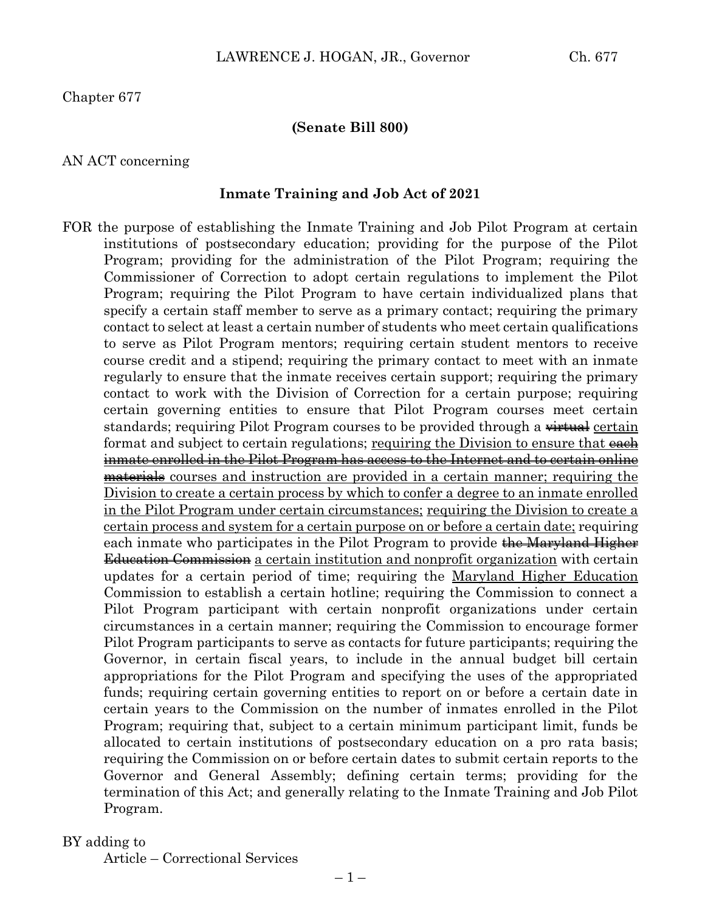Chapter 677

**(Senate Bill 800)**

AN ACT concerning

**Inmate Training and Job Act of 2021**

FOR the purpose of establishing the Inmate Training and Job Pilot Program at certain institutions of postsecondary education; providing for the purpose of the Pilot Program; providing for the administration of the Pilot Program; requiring the Commissioner of Correction to adopt certain regulations to implement the Pilot Program; requiring the Pilot Program to have certain individualized plans that specify a certain staff member to serve as a primary contact; requiring the primary contact to select at least a certain number of students who meet certain qualifications to serve as Pilot Program mentors; requiring certain student mentors to receive course credit and a stipend; requiring the primary contact to meet with an inmate regularly to ensure that the inmate receives certain support; requiring the primary contact to work with the Division of Correction for a certain purpose; requiring certain governing entities to ensure that Pilot Program courses meet certain standards; requiring Pilot Program courses to be provided through a ~~virtual~~ <u>certain</u> format and subject to certain regulations; <u>requiring the Division to ensure that</u> <u>~~each inmate enrolled in the Pilot Program has access to the Internet and to certain online materials~~</u> <u>courses and instruction are provided in a certain manner; requiring the Division to create a certain process by which to confer a degree to an inmate enrolled in the Pilot Program under certain circumstances;</u> <u>requiring the Division to create a certain process and system for a certain purpose on or before a certain date;</u> requiring each inmate who participates in the Pilot Program to provide ~~the Maryland Higher Education Commission~~ <u>a certain institution and nonprofit organization</u> with certain updates for a certain period of time; requiring the <u>Maryland Higher Education</u> Commission to establish a certain hotline; requiring the Commission to connect a Pilot Program participant with certain nonprofit organizations under certain circumstances in a certain manner; requiring the Commission to encourage former Pilot Program participants to serve as contacts for future participants; requiring the Governor, in certain fiscal years, to include in the annual budget bill certain appropriations for the Pilot Program and specifying the uses of the appropriated funds; requiring certain governing entities to report on or before a certain date in certain years to the Commission on the number of inmates enrolled in the Pilot Program; requiring that, subject to a certain minimum participant limit, funds be allocated to certain institutions of postsecondary education on a pro rata basis; requiring the Commission on or before certain dates to submit certain reports to the Governor and General Assembly; defining certain terms; providing for the termination of this Act; and generally relating to the Inmate Training and Job Pilot Program.

BY adding to

Article – Correctional Services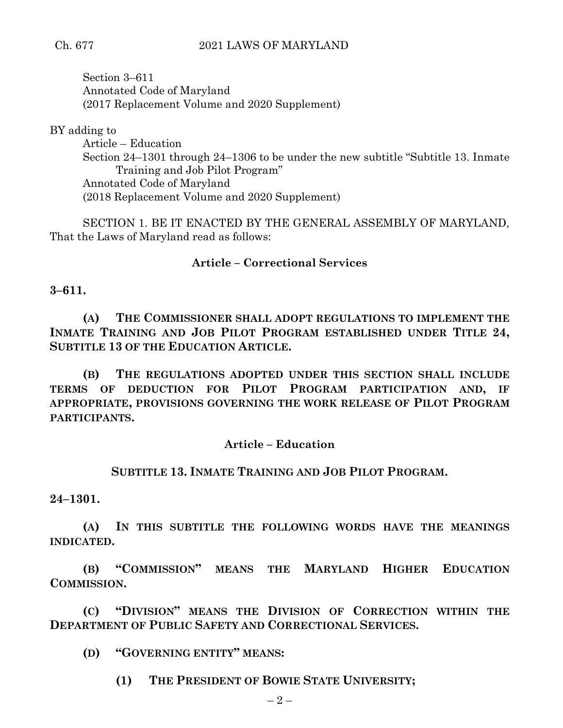Section 3–611
Annotated Code of Maryland
(2017 Replacement Volume and 2020 Supplement)

BY adding to
Article – Education
Section 24–1301 through 24–1306 to be under the new subtitle "Subtitle 13. Inmate Training and Job Pilot Program"
Annotated Code of Maryland
(2018 Replacement Volume and 2020 Supplement)

SECTION 1. BE IT ENACTED BY THE GENERAL ASSEMBLY OF MARYLAND, That the Laws of Maryland read as follows:

**Article – Correctional Services**

**3–611.**

**(A) THE COMMISSIONER SHALL ADOPT REGULATIONS TO IMPLEMENT THE INMATE TRAINING AND JOB PILOT PROGRAM ESTABLISHED UNDER TITLE 24, SUBTITLE 13 OF THE EDUCATION ARTICLE.**

**(B) THE REGULATIONS ADOPTED UNDER THIS SECTION SHALL INCLUDE TERMS OF DEDUCTION FOR PILOT PROGRAM PARTICIPATION AND, IF APPROPRIATE, PROVISIONS GOVERNING THE WORK RELEASE OF PILOT PROGRAM PARTICIPANTS.**

**Article – Education**

**SUBTITLE 13. INMATE TRAINING AND JOB PILOT PROGRAM.**

**24–1301.**

**(A) IN THIS SUBTITLE THE FOLLOWING WORDS HAVE THE MEANINGS INDICATED.**

**(B) "COMMISSION" MEANS THE MARYLAND HIGHER EDUCATION COMMISSION.**

**(C) "DIVISION" MEANS THE DIVISION OF CORRECTION WITHIN THE DEPARTMENT OF PUBLIC SAFETY AND CORRECTIONAL SERVICES.**

**(D) "GOVERNING ENTITY" MEANS:**

**(1) THE PRESIDENT OF BOWIE STATE UNIVERSITY;**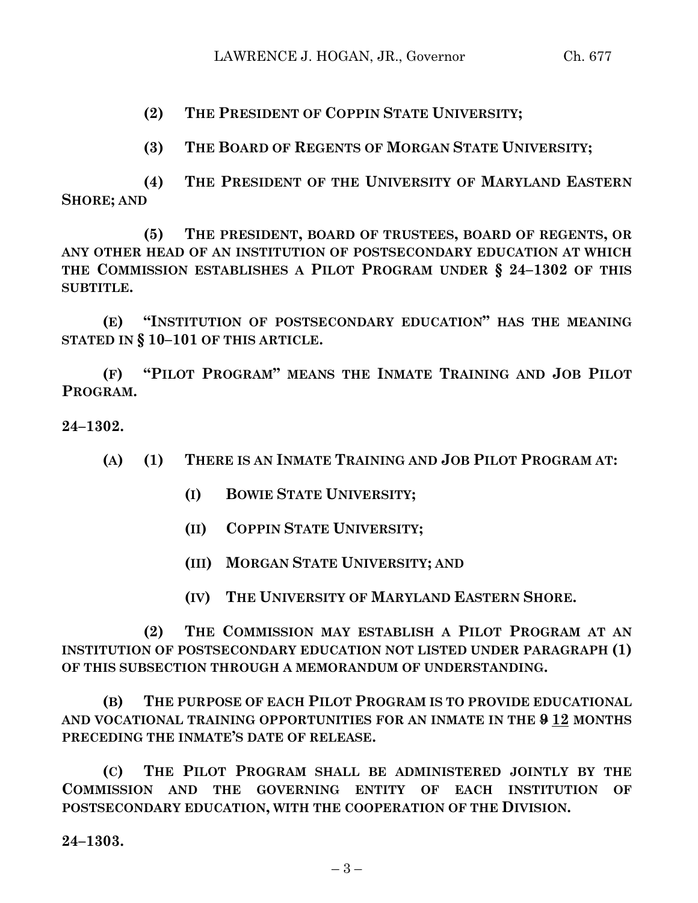**(2) THE PRESIDENT OF COPPIN STATE UNIVERSITY;**

**(3) THE BOARD OF REGENTS OF MORGAN STATE UNIVERSITY;**

**(4) THE PRESIDENT OF THE UNIVERSITY OF MARYLAND EASTERN SHORE; AND**

**(5) THE PRESIDENT, BOARD OF TRUSTEES, BOARD OF REGENTS, OR ANY OTHER HEAD OF AN INSTITUTION OF POSTSECONDARY EDUCATION AT WHICH THE COMMISSION ESTABLISHES A PILOT PROGRAM UNDER § 24–1302 OF THIS SUBTITLE.**

**(E) "INSTITUTION OF POSTSECONDARY EDUCATION" HAS THE MEANING STATED IN § 10–101 OF THIS ARTICLE.**

**(F) "PILOT PROGRAM" MEANS THE INMATE TRAINING AND JOB PILOT PROGRAM.**

**24–1302.**

**(A) (1) THERE IS AN INMATE TRAINING AND JOB PILOT PROGRAM AT:**

**(I) BOWIE STATE UNIVERSITY;**

**(II) COPPIN STATE UNIVERSITY;**

**(III) MORGAN STATE UNIVERSITY; AND**

**(IV) THE UNIVERSITY OF MARYLAND EASTERN SHORE.**

**(2) THE COMMISSION MAY ESTABLISH A PILOT PROGRAM AT AN INSTITUTION OF POSTSECONDARY EDUCATION NOT LISTED UNDER PARAGRAPH (1) OF THIS SUBSECTION THROUGH A MEMORANDUM OF UNDERSTANDING.**

**(B) THE PURPOSE OF EACH PILOT PROGRAM IS TO PROVIDE EDUCATIONAL AND VOCATIONAL TRAINING OPPORTUNITIES FOR AN INMATE IN THE ~~9~~ 12 MONTHS PRECEDING THE INMATE'S DATE OF RELEASE.**

**(C) THE PILOT PROGRAM SHALL BE ADMINISTERED JOINTLY BY THE COMMISSION AND THE GOVERNING ENTITY OF EACH INSTITUTION OF POSTSECONDARY EDUCATION, WITH THE COOPERATION OF THE DIVISION.**

**24–1303.**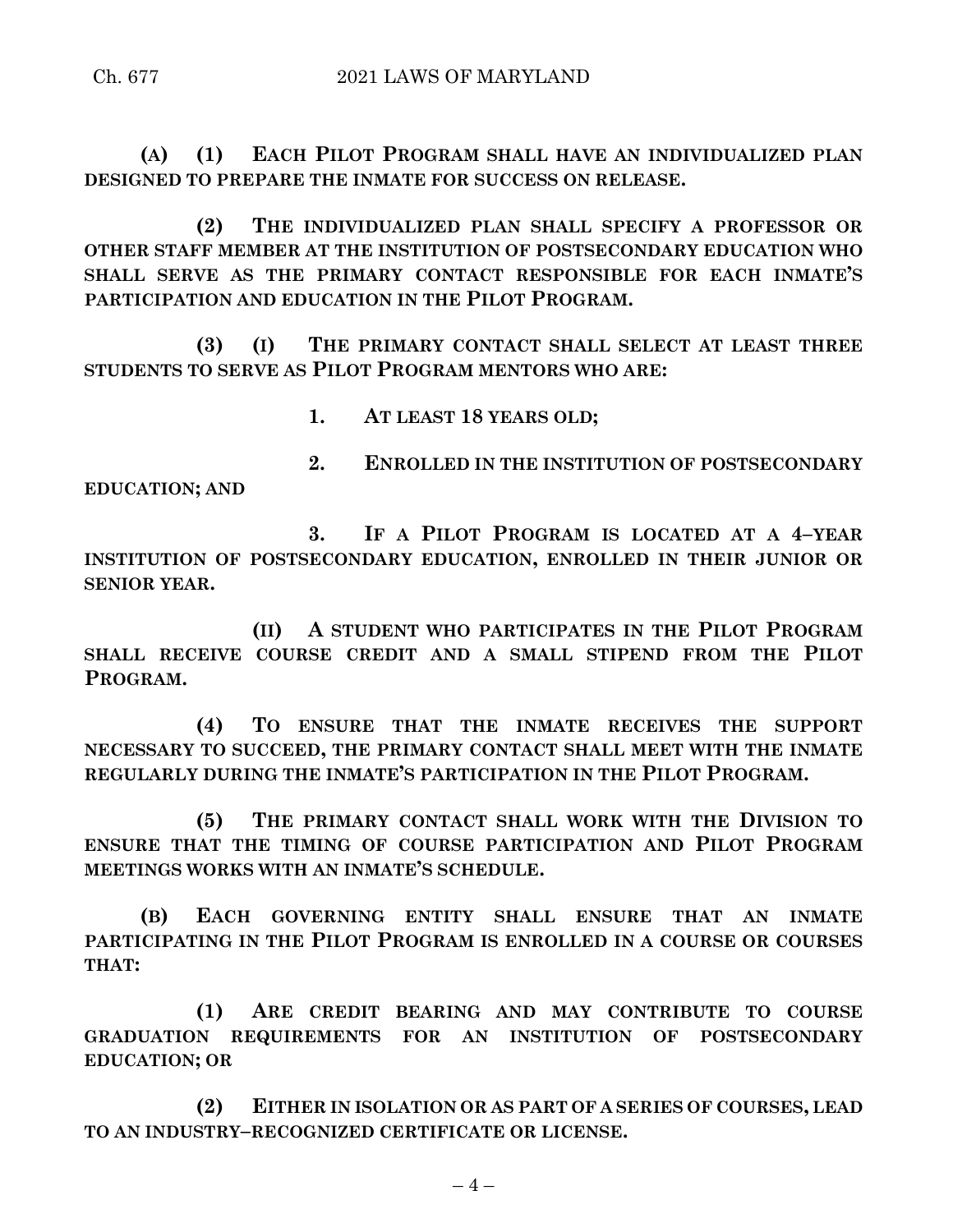**(A) (1) EACH PILOT PROGRAM SHALL HAVE AN INDIVIDUALIZED PLAN DESIGNED TO PREPARE THE INMATE FOR SUCCESS ON RELEASE.**

**(2) THE INDIVIDUALIZED PLAN SHALL SPECIFY A PROFESSOR OR OTHER STAFF MEMBER AT THE INSTITUTION OF POSTSECONDARY EDUCATION WHO SHALL SERVE AS THE PRIMARY CONTACT RESPONSIBLE FOR EACH INMATE'S PARTICIPATION AND EDUCATION IN THE PILOT PROGRAM.**

**(3) (I) THE PRIMARY CONTACT SHALL SELECT AT LEAST THREE STUDENTS TO SERVE AS PILOT PROGRAM MENTORS WHO ARE:**

**1. AT LEAST 18 YEARS OLD;**

**2. ENROLLED IN THE INSTITUTION OF POSTSECONDARY EDUCATION; AND**

**3. IF A PILOT PROGRAM IS LOCATED AT A 4–YEAR INSTITUTION OF POSTSECONDARY EDUCATION, ENROLLED IN THEIR JUNIOR OR SENIOR YEAR.**

**(II) A STUDENT WHO PARTICIPATES IN THE PILOT PROGRAM SHALL RECEIVE COURSE CREDIT AND A SMALL STIPEND FROM THE PILOT PROGRAM.**

**(4) TO ENSURE THAT THE INMATE RECEIVES THE SUPPORT NECESSARY TO SUCCEED, THE PRIMARY CONTACT SHALL MEET WITH THE INMATE REGULARLY DURING THE INMATE'S PARTICIPATION IN THE PILOT PROGRAM.**

**(5) THE PRIMARY CONTACT SHALL WORK WITH THE DIVISION TO ENSURE THAT THE TIMING OF COURSE PARTICIPATION AND PILOT PROGRAM MEETINGS WORKS WITH AN INMATE'S SCHEDULE.**

**(B) EACH GOVERNING ENTITY SHALL ENSURE THAT AN INMATE PARTICIPATING IN THE PILOT PROGRAM IS ENROLLED IN A COURSE OR COURSES THAT:**

**(1) ARE CREDIT BEARING AND MAY CONTRIBUTE TO COURSE GRADUATION REQUIREMENTS FOR AN INSTITUTION OF POSTSECONDARY EDUCATION; OR**

**(2) EITHER IN ISOLATION OR AS PART OF A SERIES OF COURSES, LEAD TO AN INDUSTRY–RECOGNIZED CERTIFICATE OR LICENSE.**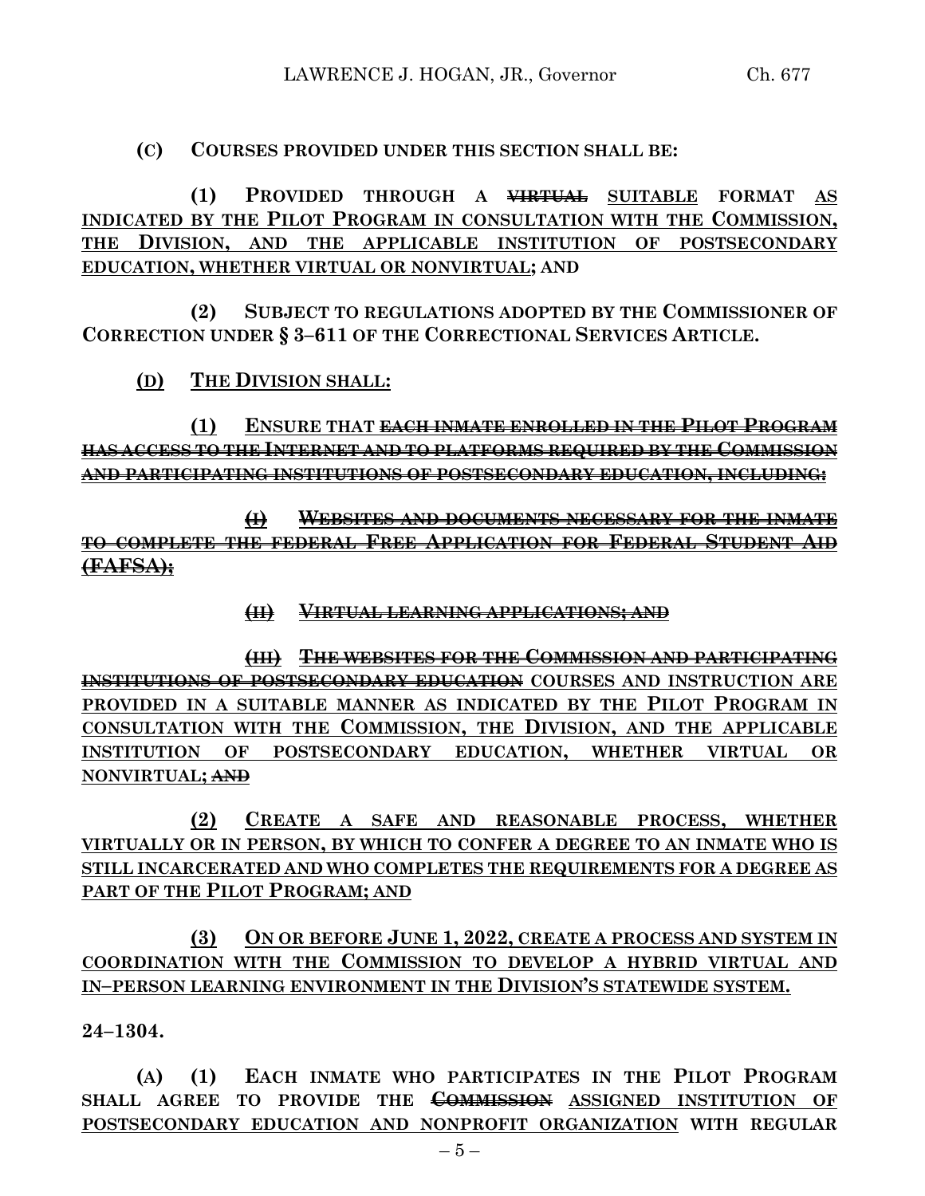**(C) COURSES PROVIDED UNDER THIS SECTION SHALL BE:**

**(1) PROVIDED THROUGH A ~~VIRTUAL~~ <u>SUITABLE</u> FORMAT <u>AS INDICATED BY THE PILOT PROGRAM IN CONSULTATION WITH THE COMMISSION, THE DIVISION, AND THE APPLICABLE INSTITUTION OF POSTSECONDARY EDUCATION, WHETHER VIRTUAL OR NONVIRTUAL</u>; AND**

**(2) SUBJECT TO REGULATIONS ADOPTED BY THE COMMISSIONER OF CORRECTION UNDER § 3–611 OF THE CORRECTIONAL SERVICES ARTICLE.**

**<u>(D)</u> <u>THE DIVISION SHALL:</u>**

**<u>(1)</u> ENSURE THAT ~~EACH INMATE ENROLLED IN THE PILOT PROGRAM HAS ACCESS TO THE INTERNET AND TO PLATFORMS REQUIRED BY THE COMMISSION AND PARTICIPATING INSTITUTIONS OF POSTSECONDARY EDUCATION, INCLUDING:~~**

**~~(I) WEBSITES AND DOCUMENTS NECESSARY FOR THE INMATE TO COMPLETE THE FEDERAL FREE APPLICATION FOR FEDERAL STUDENT AID (FAFSA);~~**

**~~(II) VIRTUAL LEARNING APPLICATIONS; AND~~**

**~~(III) THE WEBSITES FOR THE COMMISSION AND PARTICIPATING INSTITUTIONS OF POSTSECONDARY EDUCATION~~ <u>COURSES AND INSTRUCTION ARE PROVIDED IN A SUITABLE MANNER AS INDICATED BY THE PILOT PROGRAM IN CONSULTATION WITH THE COMMISSION, THE DIVISION, AND THE APPLICABLE INSTITUTION OF POSTSECONDARY EDUCATION, WHETHER VIRTUAL OR NONVIRTUAL</u>; ~~AND~~**

**<u>(2)</u> <u>CREATE A SAFE AND REASONABLE PROCESS, WHETHER VIRTUALLY OR IN PERSON, BY WHICH TO CONFER A DEGREE TO AN INMATE WHO IS STILL INCARCERATED AND WHO COMPLETES THE REQUIREMENTS FOR A DEGREE AS PART OF THE PILOT PROGRAM; AND</u>**

**<u>(3)</u> <u>ON OR BEFORE JUNE 1, 2022, CREATE A PROCESS AND SYSTEM IN COORDINATION WITH THE COMMISSION TO DEVELOP A HYBRID VIRTUAL AND IN–PERSON LEARNING ENVIRONMENT IN THE DIVISION'S STATEWIDE SYSTEM.</u>**

**24–1304.**

**(A) (1) EACH INMATE WHO PARTICIPATES IN THE PILOT PROGRAM SHALL AGREE TO PROVIDE THE ~~COMMISSION~~ <u>ASSIGNED INSTITUTION OF POSTSECONDARY EDUCATION AND NONPROFIT ORGANIZATION</u> WITH REGULAR**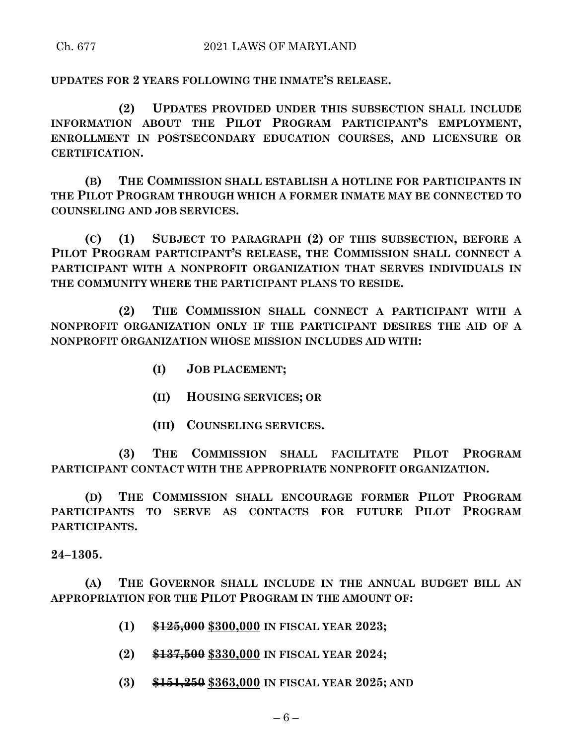**UPDATES FOR 2 YEARS FOLLOWING THE INMATE'S RELEASE.**

**(2) UPDATES PROVIDED UNDER THIS SUBSECTION SHALL INCLUDE INFORMATION ABOUT THE PILOT PROGRAM PARTICIPANT'S EMPLOYMENT, ENROLLMENT IN POSTSECONDARY EDUCATION COURSES, AND LICENSURE OR CERTIFICATION.**

**(B) THE COMMISSION SHALL ESTABLISH A HOTLINE FOR PARTICIPANTS IN THE PILOT PROGRAM THROUGH WHICH A FORMER INMATE MAY BE CONNECTED TO COUNSELING AND JOB SERVICES.**

**(C) (1) SUBJECT TO PARAGRAPH (2) OF THIS SUBSECTION, BEFORE A PILOT PROGRAM PARTICIPANT'S RELEASE, THE COMMISSION SHALL CONNECT A PARTICIPANT WITH A NONPROFIT ORGANIZATION THAT SERVES INDIVIDUALS IN THE COMMUNITY WHERE THE PARTICIPANT PLANS TO RESIDE.**

**(2) THE COMMISSION SHALL CONNECT A PARTICIPANT WITH A NONPROFIT ORGANIZATION ONLY IF THE PARTICIPANT DESIRES THE AID OF A NONPROFIT ORGANIZATION WHOSE MISSION INCLUDES AID WITH:**

**(I) JOB PLACEMENT;**

**(II) HOUSING SERVICES; OR**

**(III) COUNSELING SERVICES.**

**(3) THE COMMISSION SHALL FACILITATE PILOT PROGRAM PARTICIPANT CONTACT WITH THE APPROPRIATE NONPROFIT ORGANIZATION.**

**(D) THE COMMISSION SHALL ENCOURAGE FORMER PILOT PROGRAM PARTICIPANTS TO SERVE AS CONTACTS FOR FUTURE PILOT PROGRAM PARTICIPANTS.**

**24–1305.**

**(A) THE GOVERNOR SHALL INCLUDE IN THE ANNUAL BUDGET BILL AN APPROPRIATION FOR THE PILOT PROGRAM IN THE AMOUNT OF:**

**(1) ~~$125,000~~ <u>$300,000</u> IN FISCAL YEAR 2023;**

**(2) ~~$137,500~~ <u>$330,000</u> IN FISCAL YEAR 2024;**

**(3) ~~$151,250~~ <u>$363,000</u> IN FISCAL YEAR 2025; AND**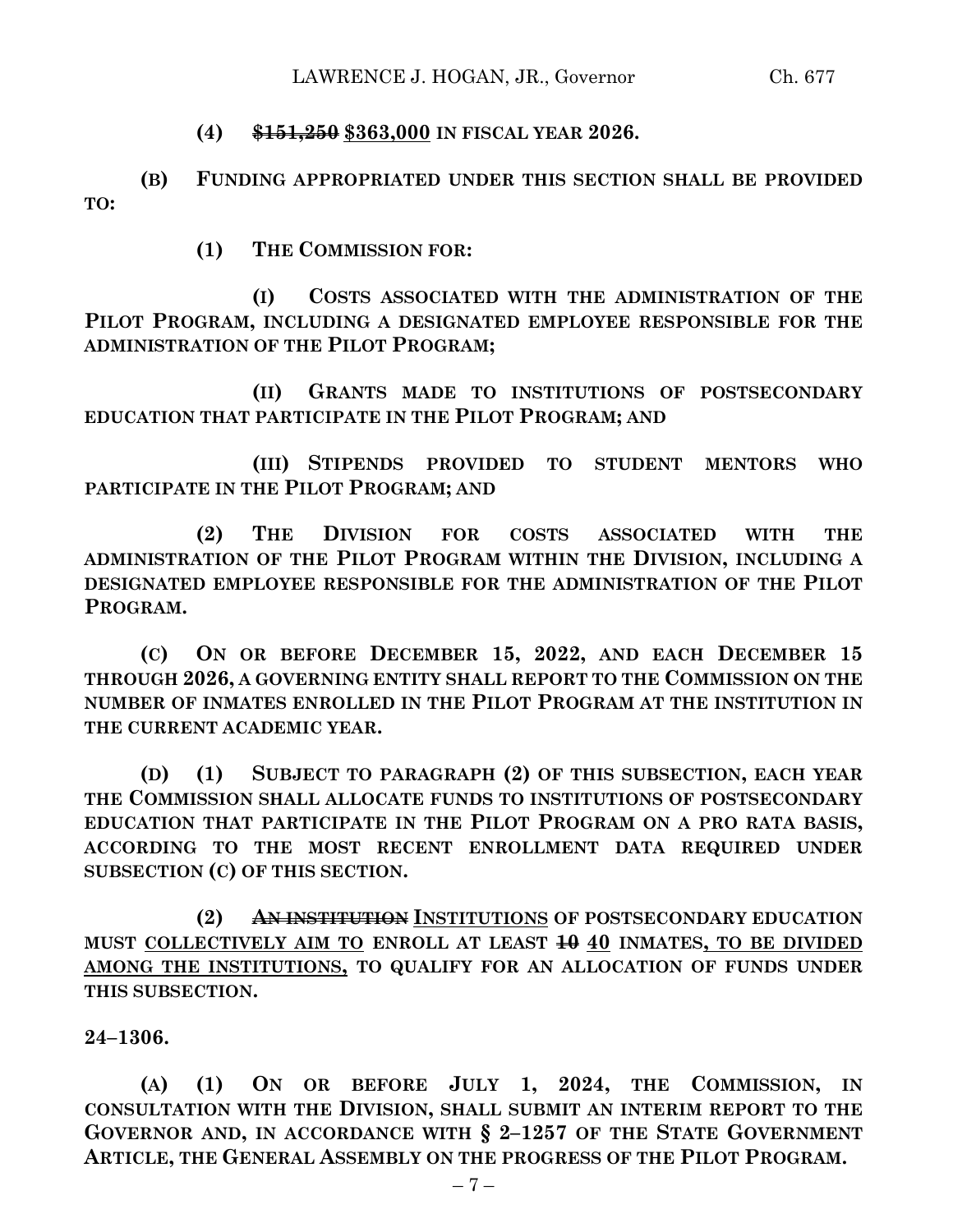(4) ~~$151,250~~ <u>$363,000</u> **IN FISCAL YEAR 2026.**

**(B) FUNDING APPROPRIATED UNDER THIS SECTION SHALL BE PROVIDED TO:**

**(1) THE COMMISSION FOR:**

**(I) COSTS ASSOCIATED WITH THE ADMINISTRATION OF THE PILOT PROGRAM, INCLUDING A DESIGNATED EMPLOYEE RESPONSIBLE FOR THE ADMINISTRATION OF THE PILOT PROGRAM;**

**(II) GRANTS MADE TO INSTITUTIONS OF POSTSECONDARY EDUCATION THAT PARTICIPATE IN THE PILOT PROGRAM; AND**

**(III) STIPENDS PROVIDED TO STUDENT MENTORS WHO PARTICIPATE IN THE PILOT PROGRAM; AND**

**(2) THE DIVISION FOR COSTS ASSOCIATED WITH THE ADMINISTRATION OF THE PILOT PROGRAM WITHIN THE DIVISION, INCLUDING A DESIGNATED EMPLOYEE RESPONSIBLE FOR THE ADMINISTRATION OF THE PILOT PROGRAM.**

**(C) ON OR BEFORE DECEMBER 15, 2022, AND EACH DECEMBER 15 THROUGH 2026, A GOVERNING ENTITY SHALL REPORT TO THE COMMISSION ON THE NUMBER OF INMATES ENROLLED IN THE PILOT PROGRAM AT THE INSTITUTION IN THE CURRENT ACADEMIC YEAR.**

**(D) (1) SUBJECT TO PARAGRAPH (2) OF THIS SUBSECTION, EACH YEAR THE COMMISSION SHALL ALLOCATE FUNDS TO INSTITUTIONS OF POSTSECONDARY EDUCATION THAT PARTICIPATE IN THE PILOT PROGRAM ON A PRO RATA BASIS, ACCORDING TO THE MOST RECENT ENROLLMENT DATA REQUIRED UNDER SUBSECTION (C) OF THIS SECTION.**

**(2)** ~~**AN INSTITUTION**~~ <u>**INSTITUTIONS**</u> **OF POSTSECONDARY EDUCATION MUST** <u>**COLLECTIVELY AIM TO**</u> **ENROLL AT LEAST** ~~**10**~~ <u>**40**</u> **INMATES**<u>**, TO BE DIVIDED AMONG THE INSTITUTIONS,**</u> **TO QUALIFY FOR AN ALLOCATION OF FUNDS UNDER THIS SUBSECTION.**

**24–1306.**

**(A) (1) ON OR BEFORE JULY 1, 2024, THE COMMISSION, IN CONSULTATION WITH THE DIVISION, SHALL SUBMIT AN INTERIM REPORT TO THE GOVERNOR AND, IN ACCORDANCE WITH § 2–1257 OF THE STATE GOVERNMENT ARTICLE, THE GENERAL ASSEMBLY ON THE PROGRESS OF THE PILOT PROGRAM.**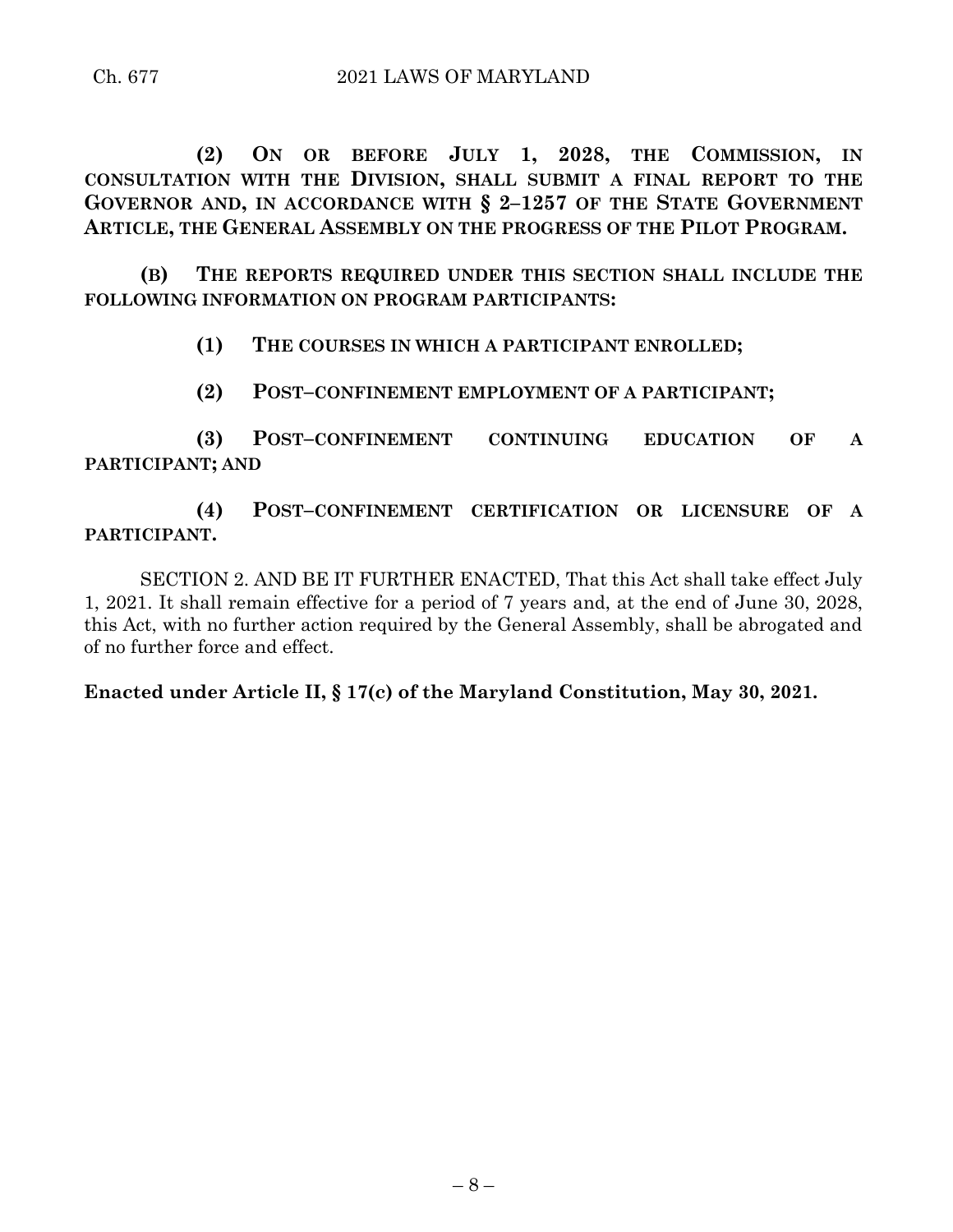**(2) ON OR BEFORE JULY 1, 2028, THE COMMISSION, IN CONSULTATION WITH THE DIVISION, SHALL SUBMIT A FINAL REPORT TO THE GOVERNOR AND, IN ACCORDANCE WITH § 2–1257 OF THE STATE GOVERNMENT ARTICLE, THE GENERAL ASSEMBLY ON THE PROGRESS OF THE PILOT PROGRAM.**

**(B) THE REPORTS REQUIRED UNDER THIS SECTION SHALL INCLUDE THE FOLLOWING INFORMATION ON PROGRAM PARTICIPANTS:**

**(1) THE COURSES IN WHICH A PARTICIPANT ENROLLED;**

**(2) POST–CONFINEMENT EMPLOYMENT OF A PARTICIPANT;**

**(3) POST–CONFINEMENT CONTINUING EDUCATION OF A PARTICIPANT; AND**

**(4) POST–CONFINEMENT CERTIFICATION OR LICENSURE OF A PARTICIPANT.**

SECTION 2. AND BE IT FURTHER ENACTED, That this Act shall take effect July 1, 2021. It shall remain effective for a period of 7 years and, at the end of June 30, 2028, this Act, with no further action required by the General Assembly, shall be abrogated and of no further force and effect.

**Enacted under Article II, § 17(c) of the Maryland Constitution, May 30, 2021.**